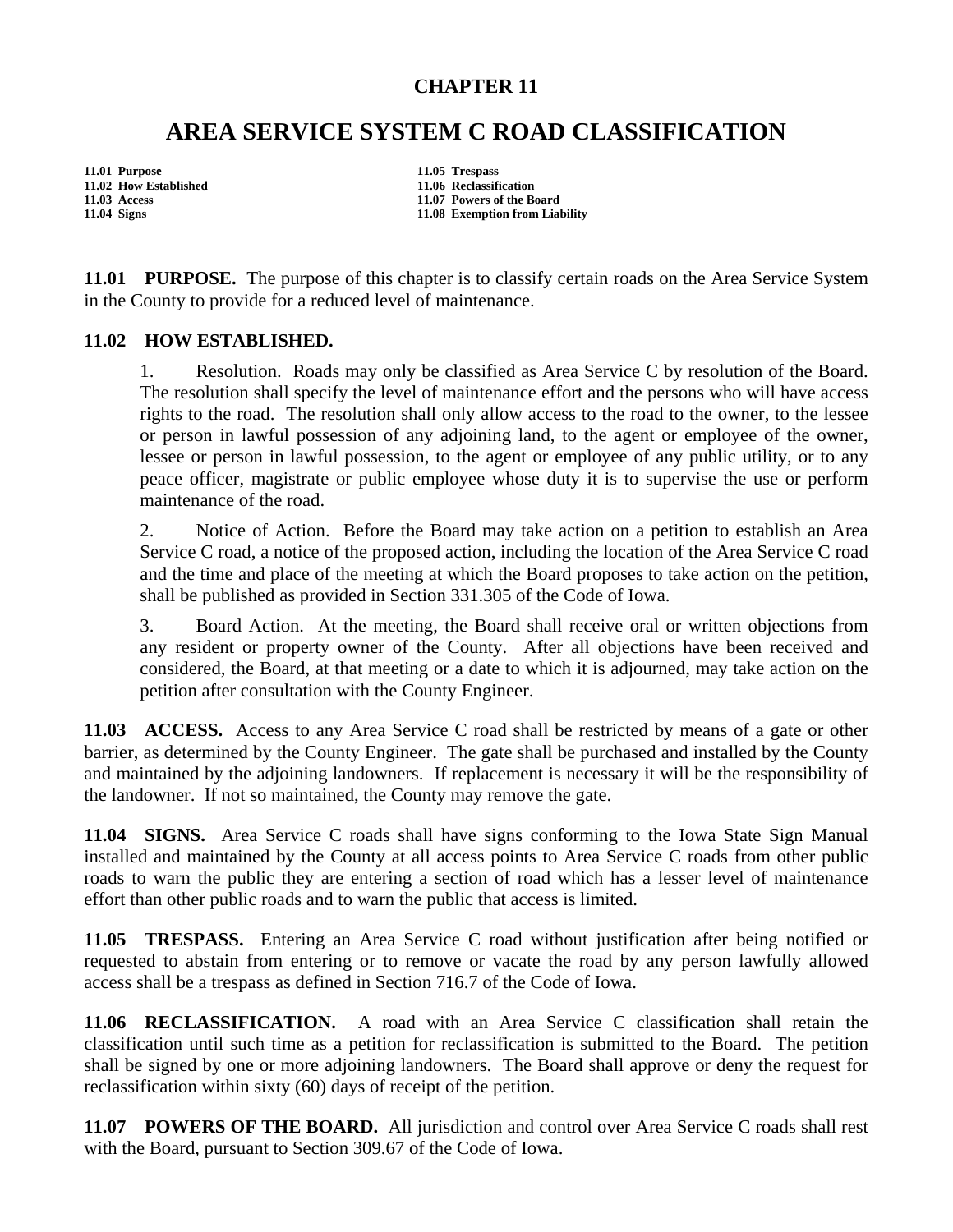# CHAPTER 11

# AREA SERVICE SYSTEM C ROAD CLASSIFICATION

**11.01 Purpose**
**11.02 How Established**
**11.03 Access**
**11.04 Signs**
**11.05 Trespass**
**11.06 Reclassification**
**11.07 Powers of the Board**
**11.08 Exemption from Liability**

**11.01 PURPOSE.** The purpose of this chapter is to classify certain roads on the Area Service System in the County to provide for a reduced level of maintenance.

**11.02 HOW ESTABLISHED.**

1. Resolution. Roads may only be classified as Area Service C by resolution of the Board. The resolution shall specify the level of maintenance effort and the persons who will have access rights to the road. The resolution shall only allow access to the road to the owner, to the lessee or person in lawful possession of any adjoining land, to the agent or employee of the owner, lessee or person in lawful possession, to the agent or employee of any public utility, or to any peace officer, magistrate or public employee whose duty it is to supervise the use or perform maintenance of the road.

2. Notice of Action. Before the Board may take action on a petition to establish an Area Service C road, a notice of the proposed action, including the location of the Area Service C road and the time and place of the meeting at which the Board proposes to take action on the petition, shall be published as provided in Section 331.305 of the Code of Iowa.

3. Board Action. At the meeting, the Board shall receive oral or written objections from any resident or property owner of the County. After all objections have been received and considered, the Board, at that meeting or a date to which it is adjourned, may take action on the petition after consultation with the County Engineer.

**11.03 ACCESS.** Access to any Area Service C road shall be restricted by means of a gate or other barrier, as determined by the County Engineer. The gate shall be purchased and installed by the County and maintained by the adjoining landowners. If replacement is necessary it will be the responsibility of the landowner. If not so maintained, the County may remove the gate.

**11.04 SIGNS.** Area Service C roads shall have signs conforming to the Iowa State Sign Manual installed and maintained by the County at all access points to Area Service C roads from other public roads to warn the public they are entering a section of road which has a lesser level of maintenance effort than other public roads and to warn the public that access is limited.

**11.05 TRESPASS.** Entering an Area Service C road without justification after being notified or requested to abstain from entering or to remove or vacate the road by any person lawfully allowed access shall be a trespass as defined in Section 716.7 of the Code of Iowa.

**11.06 RECLASSIFICATION.** A road with an Area Service C classification shall retain the classification until such time as a petition for reclassification is submitted to the Board. The petition shall be signed by one or more adjoining landowners. The Board shall approve or deny the request for reclassification within sixty (60) days of receipt of the petition.

**11.07 POWERS OF THE BOARD.** All jurisdiction and control over Area Service C roads shall rest with the Board, pursuant to Section 309.67 of the Code of Iowa.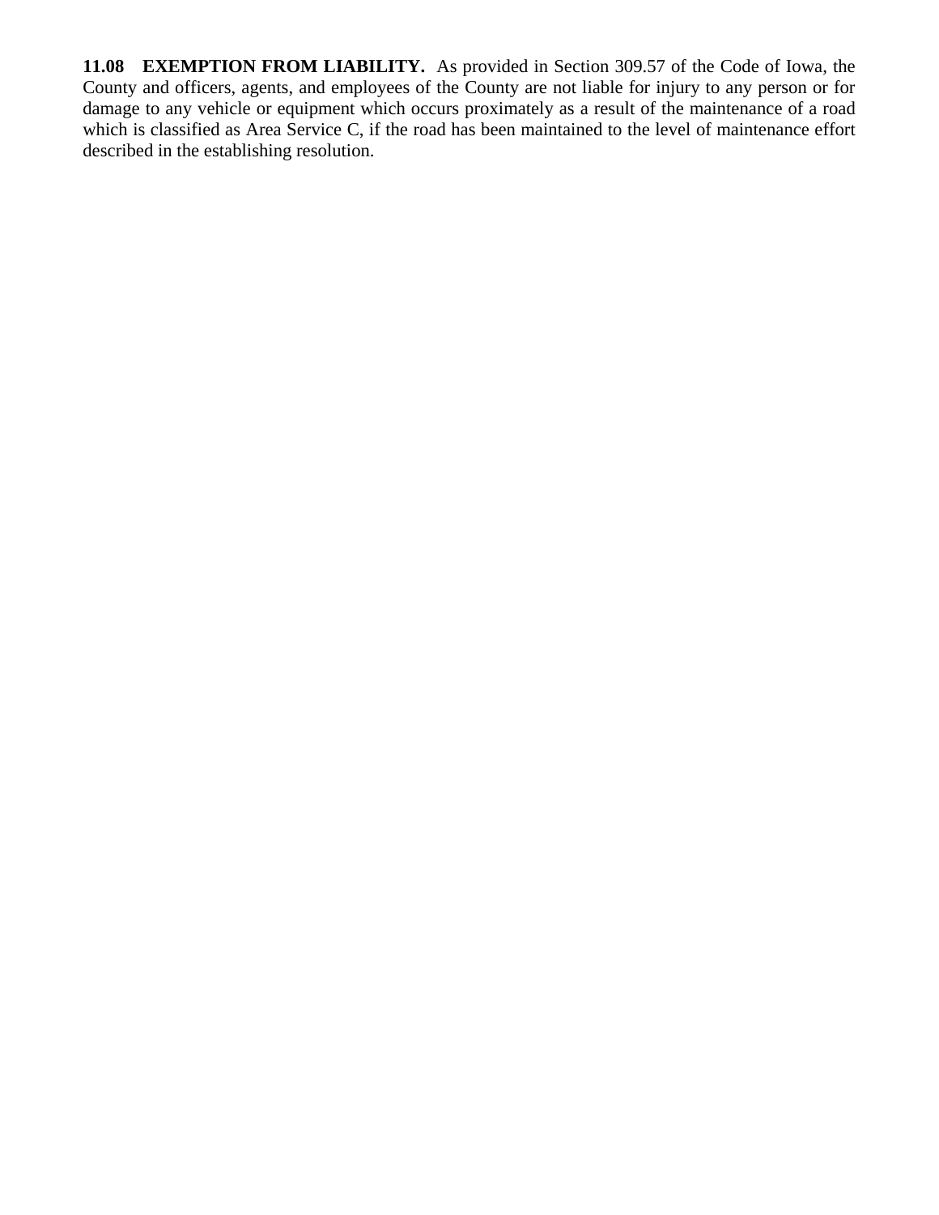**11.08 EXEMPTION FROM LIABILITY.** As provided in Section 309.57 of the Code of Iowa, the County and officers, agents, and employees of the County are not liable for injury to any person or for damage to any vehicle or equipment which occurs proximately as a result of the maintenance of a road which is classified as Area Service C, if the road has been maintained to the level of maintenance effort described in the establishing resolution.